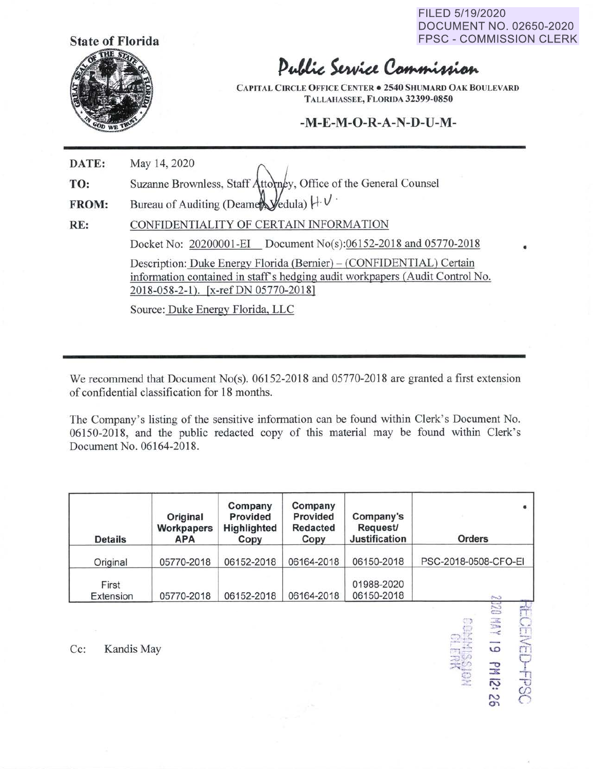FILED 5/19/2020
DOCUMENT NO. 02650-2020
FPSC - COMMISSION CLERK

State of Florida

# Public Service Commission

CAPITAL CIRCLE OFFICE CENTER • 2540 SHUMARD OAK BOULEVARD
TALLAHASSEE, FLORIDA 32399-0850

## -M-E-M-O-R-A-N-D-U-M-

**DATE:** May 14, 2020

**TO:** Suzanne Brownless, Staff Attorney, Office of the General Counsel

**FROM:** Bureau of Auditing (Deamer, Vedula) H.V.

**RE:** CONFIDENTIALITY OF CERTAIN INFORMATION

Docket No: 20200001-EI Document No(s):06152-2018 and 05770-2018

Description: Duke Energy Florida (Bernier) – (CONFIDENTIAL) Certain information contained in staff's hedging audit workpapers (Audit Control No. 2018-058-2-1). [x-ref DN 05770-2018]

Source: Duke Energy Florida, LLC

---

We recommend that Document No(s). 06152-2018 and 05770-2018 are granted a first extension of confidential classification for 18 months.

The Company's listing of the sensitive information can be found within Clerk's Document No. 06150-2018, and the public redacted copy of this material may be found within Clerk's Document No. 06164-2018.

| Details | Original Workpapers APA | Company Provided Highlighted Copy | Company Provided Redacted Copy | Company's Request/ Justification | Orders |
|---|---|---|---|---|---|
| Original | 05770-2018 | 06152-2018 | 06164-2018 | 06150-2018 | PSC-2018-0508-CFO-EI |
| First Extension | 05770-2018 | 06152-2018 | 06164-2018 | 01988-2020<br>06150-2018 | |

Cc: Kandis May

RECEIVED-FPSC
2020 MAY 19 PM 12:26
COMMISSION CLERK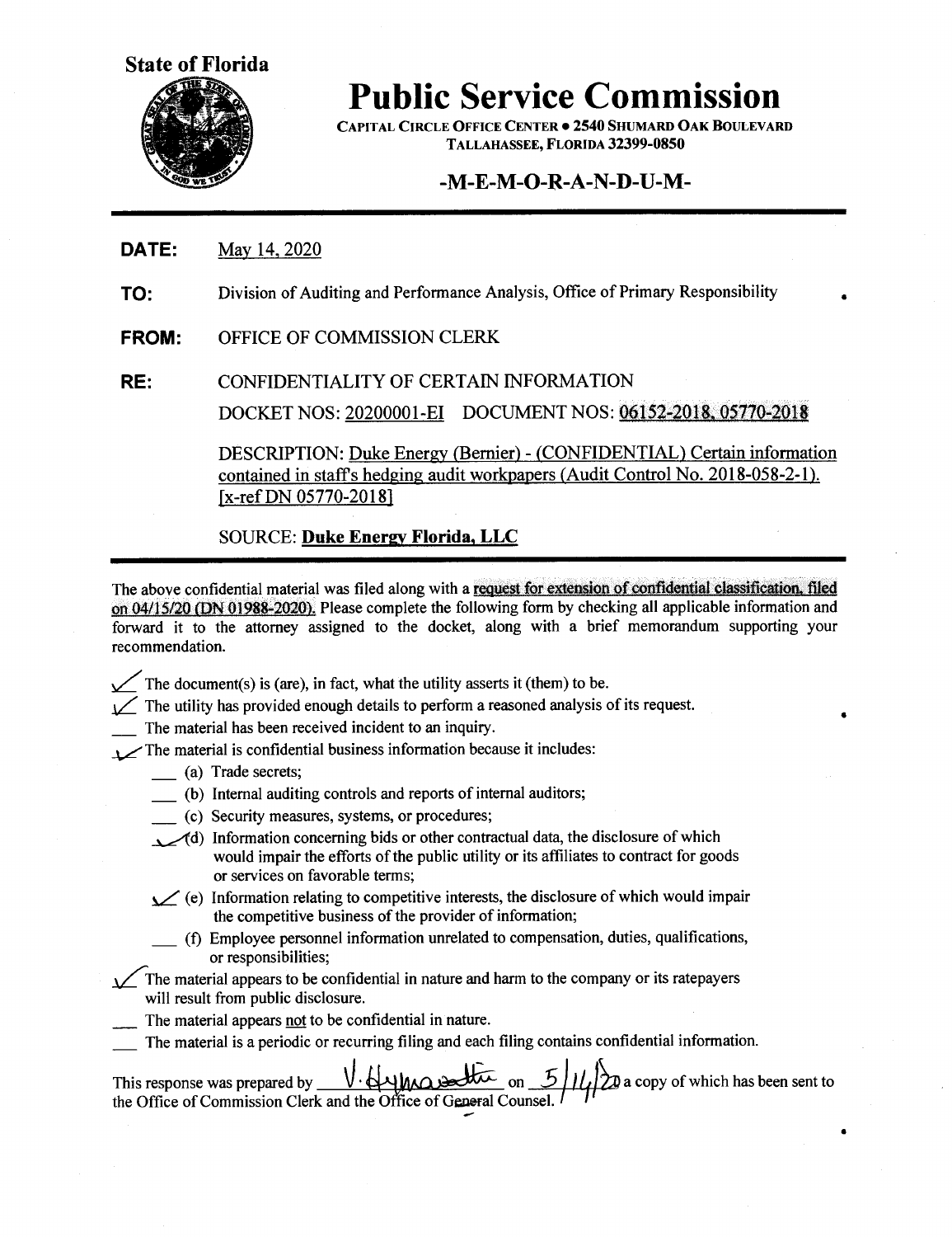State of Florida

# Public Service Commission

CAPITAL CIRCLE OFFICE CENTER • 2540 SHUMARD OAK BOULEVARD
TALLAHASSEE, FLORIDA 32399-0850

## -M-E-M-O-R-A-N-D-U-M-

**DATE:** May 14, 2020

**TO:** Division of Auditing and Performance Analysis, Office of Primary Responsibility

**FROM:** OFFICE OF COMMISSION CLERK

**RE:** CONFIDENTIALITY OF CERTAIN INFORMATION

DOCKET NOS: 20200001-EI DOCUMENT NOS: 06152-2018, 05770-2018

DESCRIPTION: Duke Energy (Bernier) - (CONFIDENTIAL) Certain information contained in staff's hedging audit workpapers (Audit Control No. 2018-058-2-1). [x-ref DN 05770-2018]

SOURCE: **Duke Energy Florida, LLC**

---

The above confidential material was filed along with a request for extension of confidential classification, filed on 04/15/20 (DN 01988-2020). Please complete the following form by checking all applicable information and forward it to the attorney assigned to the docket, along with a brief memorandum supporting your recommendation.

- ✓ The document(s) is (are), in fact, what the utility asserts it (them) to be.
- ✓ The utility has provided enough details to perform a reasoned analysis of its request.
- ___ The material has been received incident to an inquiry.
- ✓ The material is confidential business information because it includes:
  - ___ (a) Trade secrets;
  - ___ (b) Internal auditing controls and reports of internal auditors;
  - ___ (c) Security measures, systems, or procedures;
  - ✓ (d) Information concerning bids or other contractual data, the disclosure of which would impair the efforts of the public utility or its affiliates to contract for goods or services on favorable terms;
  - ✓ (e) Information relating to competitive interests, the disclosure of which would impair the competitive business of the provider of information;
  - ___ (f) Employee personnel information unrelated to compensation, duties, qualifications, or responsibilities;
- ✓ The material appears to be confidential in nature and harm to the company or its ratepayers will result from public disclosure.
- ___ The material appears not to be confidential in nature.
- ___ The material is a periodic or recurring filing and each filing contains confidential information.

This response was prepared by V. Hymavathi on 5/14/20 a copy of which has been sent to the Office of Commission Clerk and the Office of General Counsel.